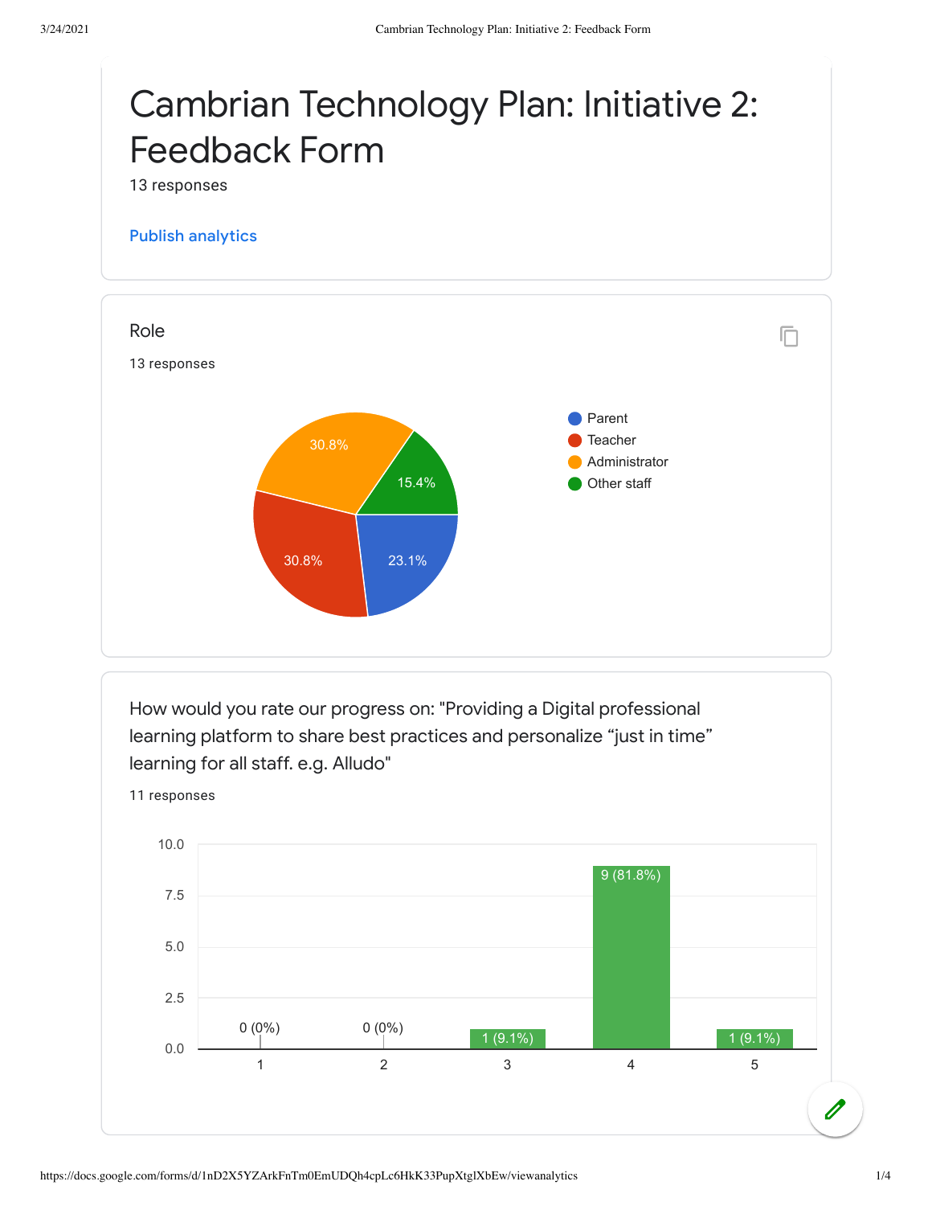# Cambrian Technology Plan: Initiative 2: Feedback Form

13 responses

Publish analytics

## Role

13 responses

| Role | Percentage |
| --- | --- |
| Parent | 23.1% |
| Teacher | 30.8% |
| Administrator | 30.8% |
| Other staff | 15.4% |

## How would you rate our progress on: "Providing a Digital professional learning platform to share best practices and personalize “just in time” learning for all staff. e.g. Alludo"

11 responses

| Rating | Responses |
| --- | --- |
| 1 | 0 (0%) |
| 2 | 0 (0%) |
| 3 | 1 (9.1%) |
| 4 | 9 (81.8%) |
| 5 | 1 (9.1%) |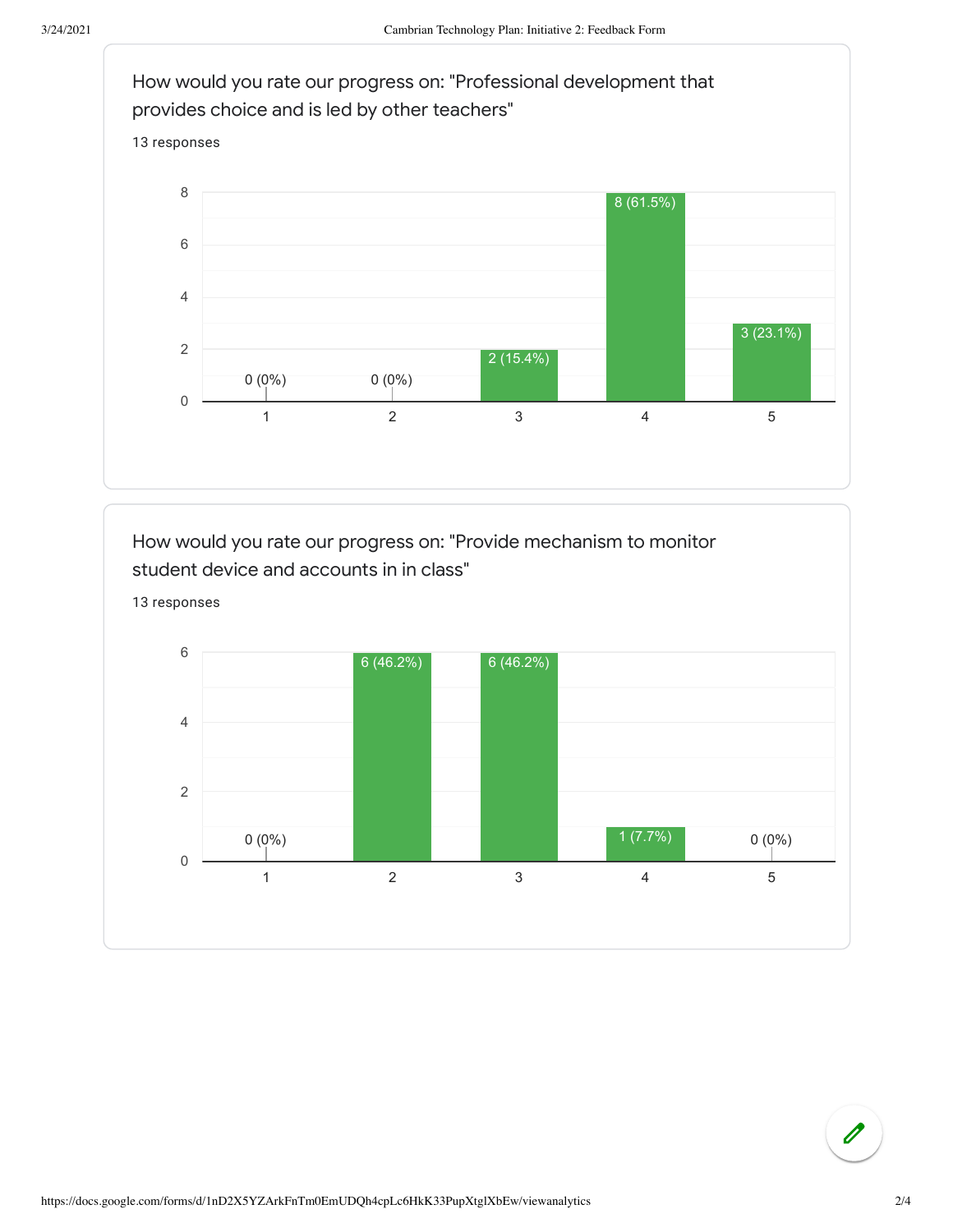How would you rate our progress on: "Professional development that provides choice and is led by other teachers"

13 responses

| Rating | Responses |
|---|---|
| 1 | 0 (0%) |
| 2 | 0 (0%) |
| 3 | 2 (15.4%) |
| 4 | 8 (61.5%) |
| 5 | 3 (23.1%) |

How would you rate our progress on: "Provide mechanism to monitor student device and accounts in in class"

13 responses

| Rating | Responses |
|---|---|
| 1 | 0 (0%) |
| 2 | 6 (46.2%) |
| 3 | 6 (46.2%) |
| 4 | 1 (7.7%) |
| 5 | 0 (0%) |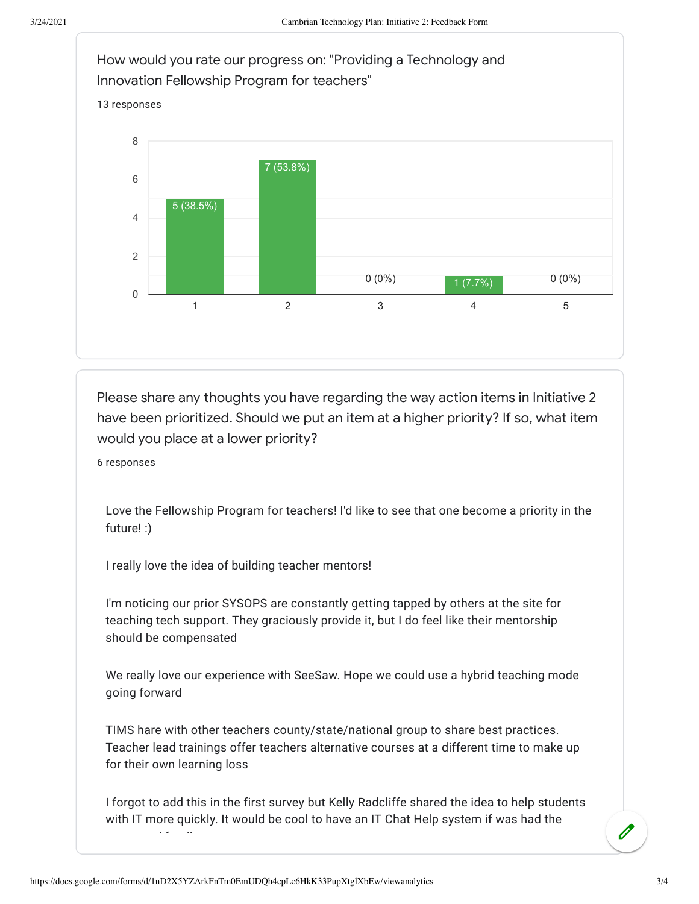How would you rate our progress on: "Providing a Technology and Innovation Fellowship Program for teachers"

13 responses

| Rating | Responses |
|---|---|
| 1 | 5 (38.5%) |
| 2 | 7 (53.8%) |
| 3 | 0 (0%) |
| 4 | 1 (7.7%) |
| 5 | 0 (0%) |

Please share any thoughts you have regarding the way action items in Initiative 2 have been prioritized. Should we put an item at a higher priority? If so, what item would you place at a lower priority?

6 responses

Love the Fellowship Program for teachers! I'd like to see that one become a priority in the future! :)

I really love the idea of building teacher mentors!

I'm noticing our prior SYSOPS are constantly getting tapped by others at the site for teaching tech support. They graciously provide it, but I do feel like their mentorship should be compensated

We really love our experience with SeeSaw. Hope we could use a hybrid teaching mode going forward

TIMS hare with other teachers county/state/national group to share best practices. Teacher lead trainings offer teachers alternative courses at a different time to make up for their own learning loss

I forgot to add this in the first survey but Kelly Radcliffe shared the idea to help students with IT more quickly. It would be cool to have an IT Chat Help system if was had the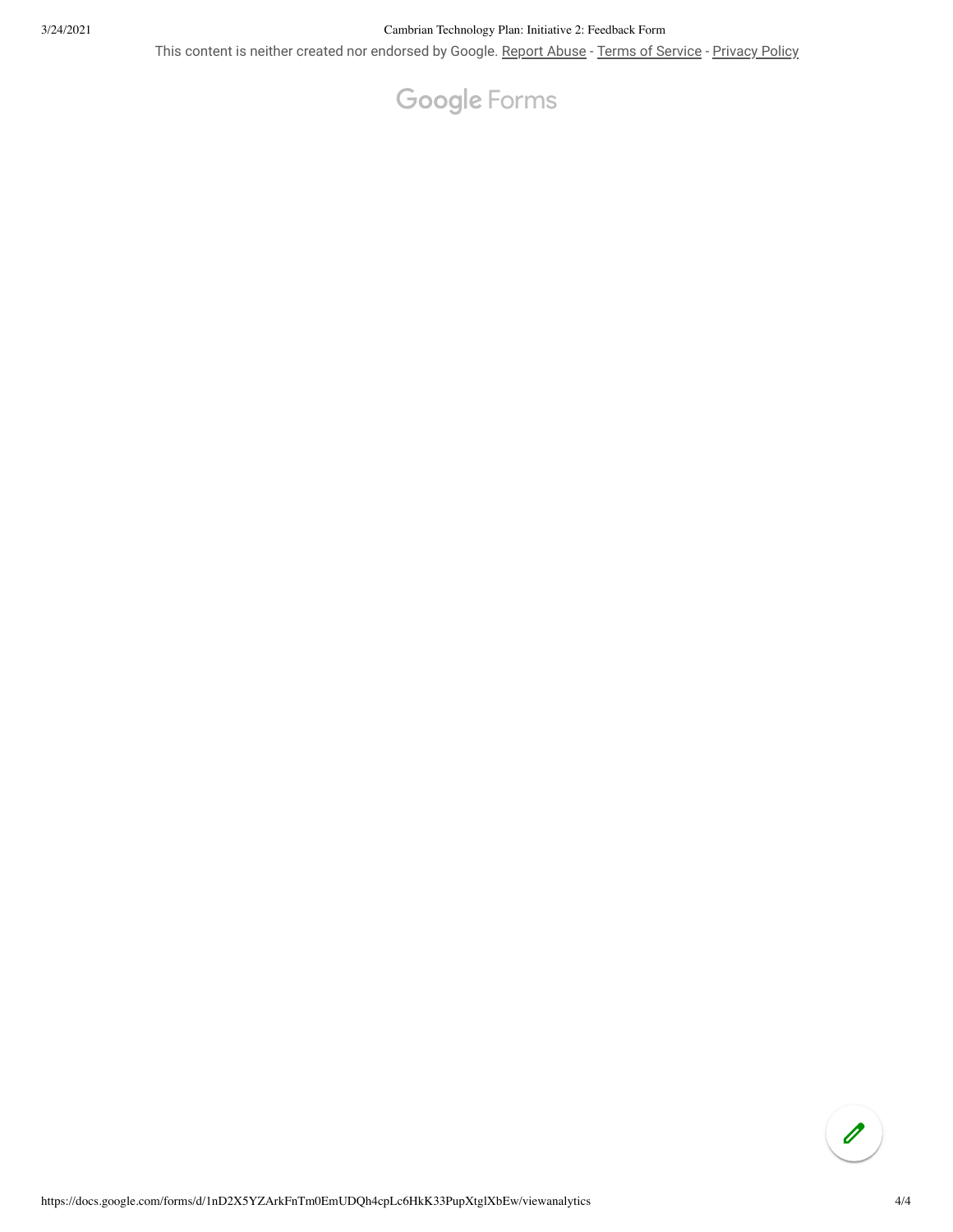This content is neither created nor endorsed by Google. Report Abuse - Terms of Service - Privacy Policy

Google Forms